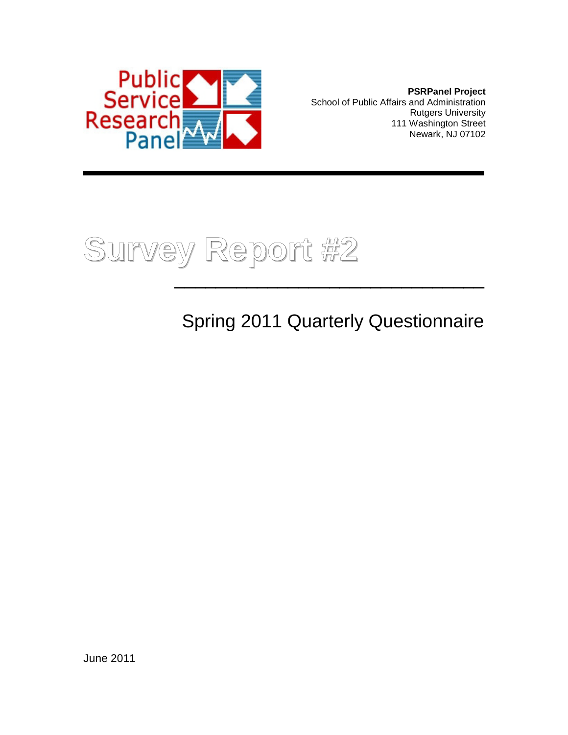Public Service Research Panel

**PSRPanel Project**
School of Public Affairs and Administration
Rutgers University
111 Washington Street
Newark, NJ 07102

# Survey Report #2

## Spring 2011 Quarterly Questionnaire

June 2011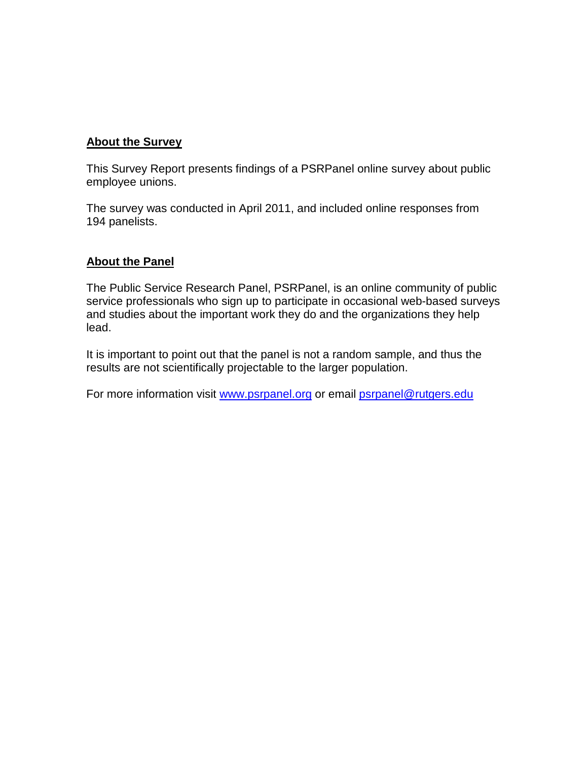## About the Survey

This Survey Report presents findings of a PSRPanel online survey about public employee unions.

The survey was conducted in April 2011, and included online responses from 194 panelists.

## About the Panel

The Public Service Research Panel, PSRPanel, is an online community of public service professionals who sign up to participate in occasional web-based surveys and studies about the important work they do and the organizations they help lead.

It is important to point out that the panel is not a random sample, and thus the results are not scientifically projectable to the larger population.

For more information visit [www.psrpanel.org](http://www.psrpanel.org) or email [psrpanel@rutgers.edu](mailto:psrpanel@rutgers.edu)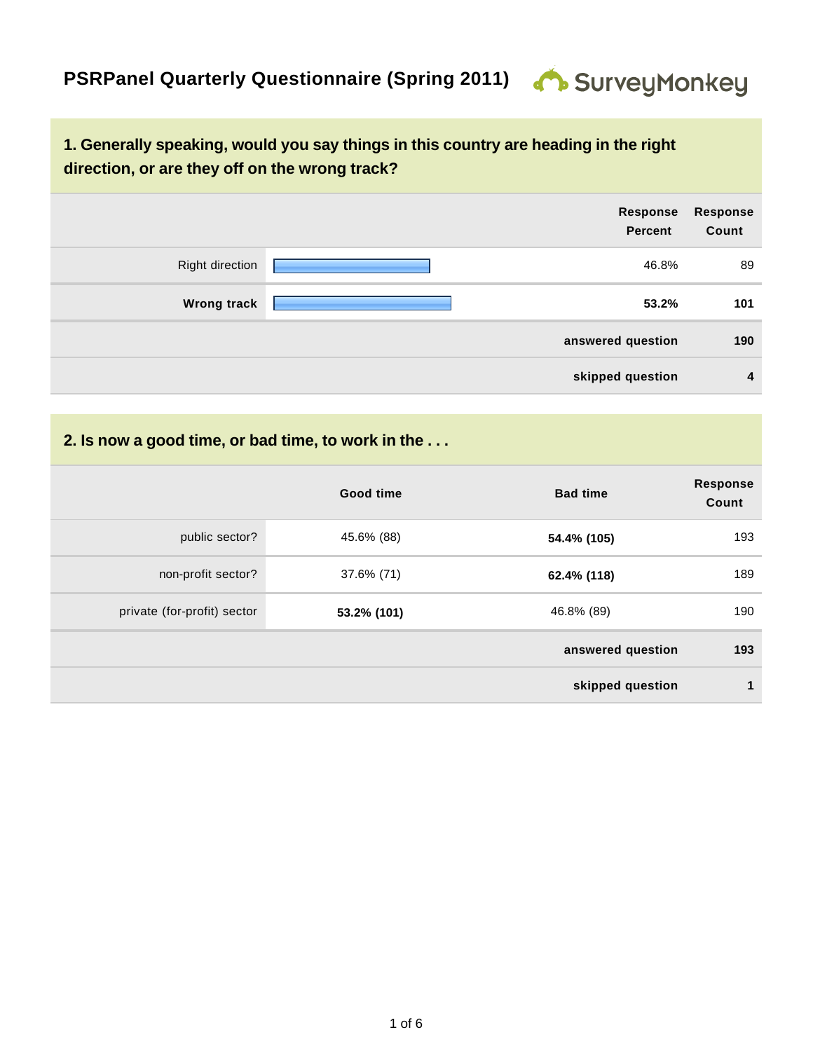# PSRPanel Quarterly Questionnaire (Spring 2011)

## 1. Generally speaking, would you say things in this country are heading in the right direction, or are they off on the wrong track?

| | Response Percent | Response Count |
|---|---|---|
| Right direction | 46.8% | 89 |
| **Wrong track** | **53.2%** | **101** |
| | **answered question** | **190** |
| | **skipped question** | **4** |

## 2. Is now a good time, or bad time, to work in the . . .

| | Good time | Bad time | Response Count |
|---|---|---|---|
| public sector? | 45.6% (88) | **54.4% (105)** | 193 |
| non-profit sector? | 37.6% (71) | **62.4% (118)** | 189 |
| private (for-profit) sector | **53.2% (101)** | 46.8% (89) | 190 |
| | | **answered question** | **193** |
| | | **skipped question** | **1** |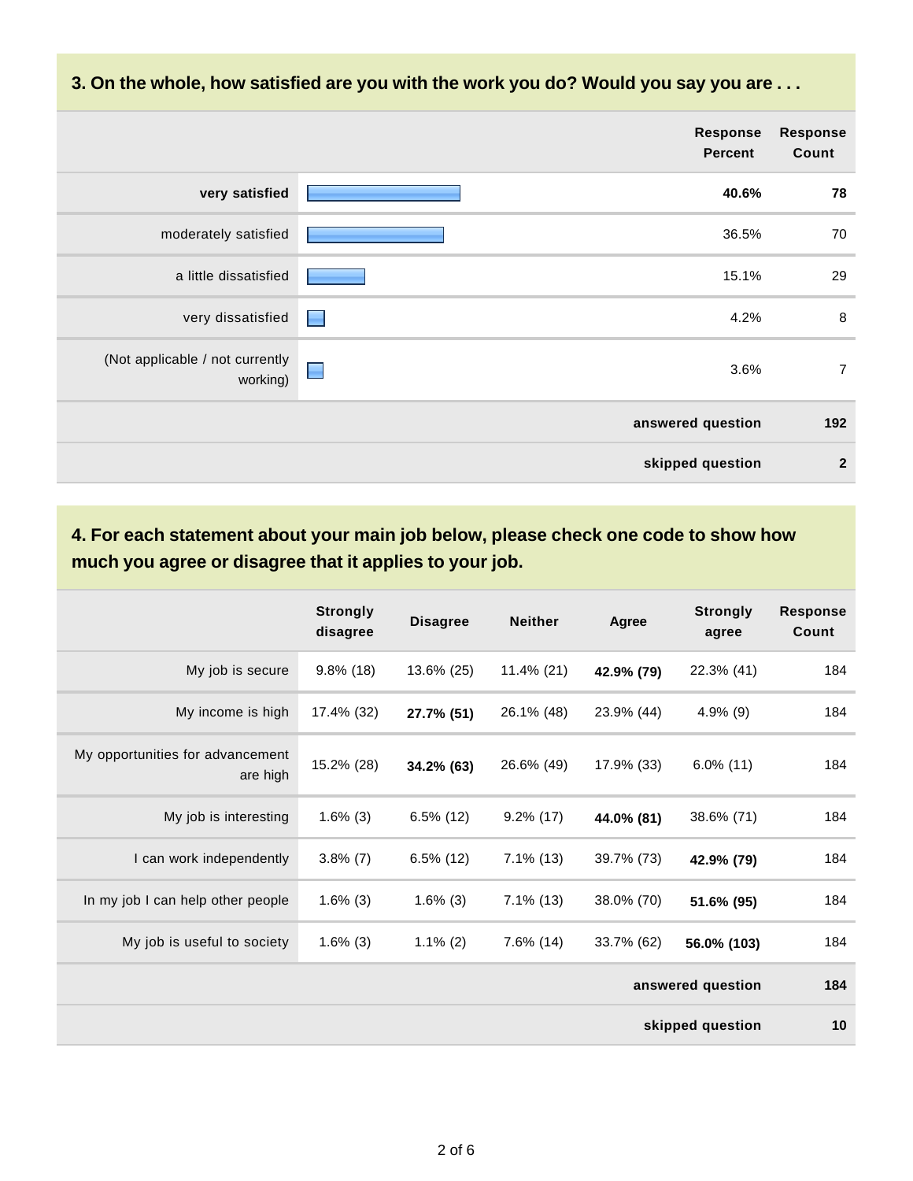## 3. On the whole, how satisfied are you with the work you do? Would you say you are . . .

| | Response Percent | Response Count |
|---|---|---|
| **very satisfied** | **40.6%** | **78** |
| moderately satisfied | 36.5% | 70 |
| a little dissatisfied | 15.1% | 29 |
| very dissatisfied | 4.2% | 8 |
| (Not applicable / not currently working) | 3.6% | 7 |
| | **answered question** | **192** |
| | **skipped question** | **2** |

## 4. For each statement about your main job below, please check one code to show how much you agree or disagree that it applies to your job.

| | Strongly disagree | Disagree | Neither | Agree | Strongly agree | Response Count |
|---|---|---|---|---|---|---|
| My job is secure | 9.8% (18) | 13.6% (25) | 11.4% (21) | **42.9% (79)** | 22.3% (41) | 184 |
| My income is high | 17.4% (32) | **27.7% (51)** | 26.1% (48) | 23.9% (44) | 4.9% (9) | 184 |
| My opportunities for advancement are high | 15.2% (28) | **34.2% (63)** | 26.6% (49) | 17.9% (33) | 6.0% (11) | 184 |
| My job is interesting | 1.6% (3) | 6.5% (12) | 9.2% (17) | **44.0% (81)** | 38.6% (71) | 184 |
| I can work independently | 3.8% (7) | 6.5% (12) | 7.1% (13) | 39.7% (73) | **42.9% (79)** | 184 |
| In my job I can help other people | 1.6% (3) | 1.6% (3) | 7.1% (13) | 38.0% (70) | **51.6% (95)** | 184 |
| My job is useful to society | 1.6% (3) | 1.1% (2) | 7.6% (14) | 33.7% (62) | **56.0% (103)** | 184 |
| | | | | | **answered question** | **184** |
| | | | | | **skipped question** | **10** |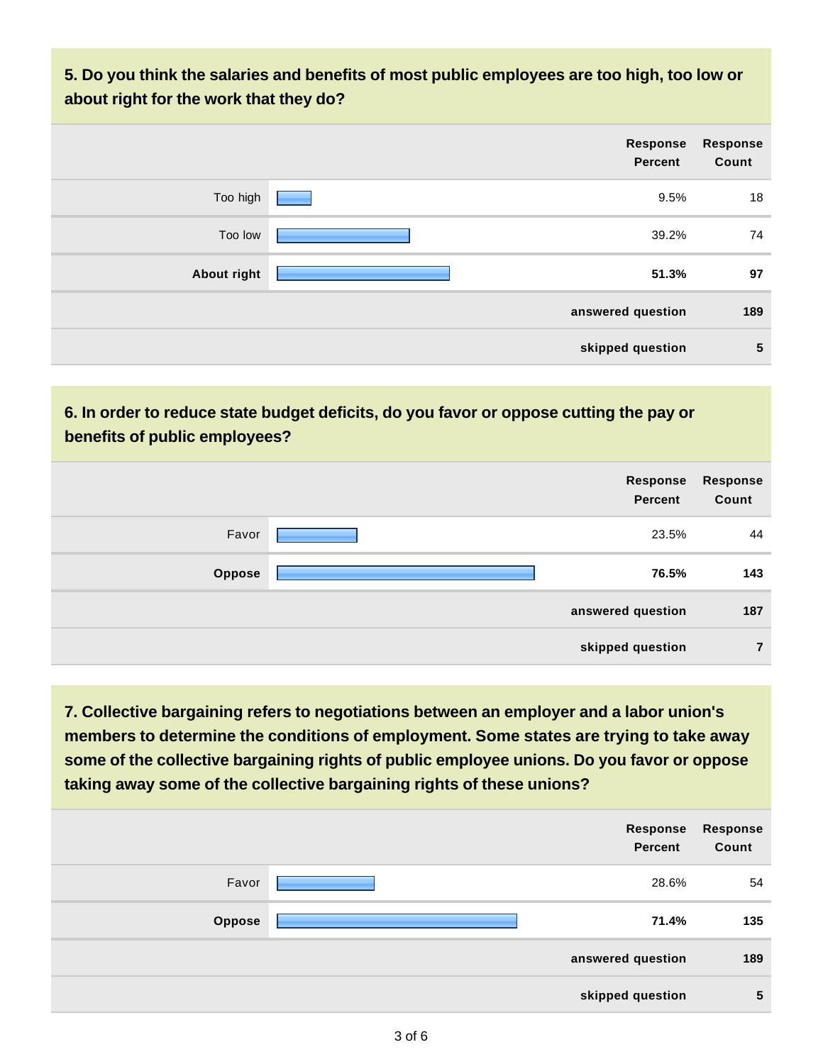### 5. Do you think the salaries and benefits of most public employees are too high, too low or about right for the work that they do?

| | Response Percent | Response Count |
|---|---|---|
| Too high | 9.5% | 18 |
| Too low | 39.2% | 74 |
| **About right** | **51.3%** | **97** |
| | **answered question** | **189** |
| | **skipped question** | **5** |

### 6. In order to reduce state budget deficits, do you favor or oppose cutting the pay or benefits of public employees?

| | Response Percent | Response Count |
|---|---|---|
| Favor | 23.5% | 44 |
| **Oppose** | **76.5%** | **143** |
| | **answered question** | **187** |
| | **skipped question** | **7** |

### 7. Collective bargaining refers to negotiations between an employer and a labor union's members to determine the conditions of employment. Some states are trying to take away some of the collective bargaining rights of public employee unions. Do you favor or oppose taking away some of the collective bargaining rights of these unions?

| | Response Percent | Response Count |
|---|---|---|
| Favor | 28.6% | 54 |
| **Oppose** | **71.4%** | **135** |
| | **answered question** | **189** |
| | **skipped question** | **5** |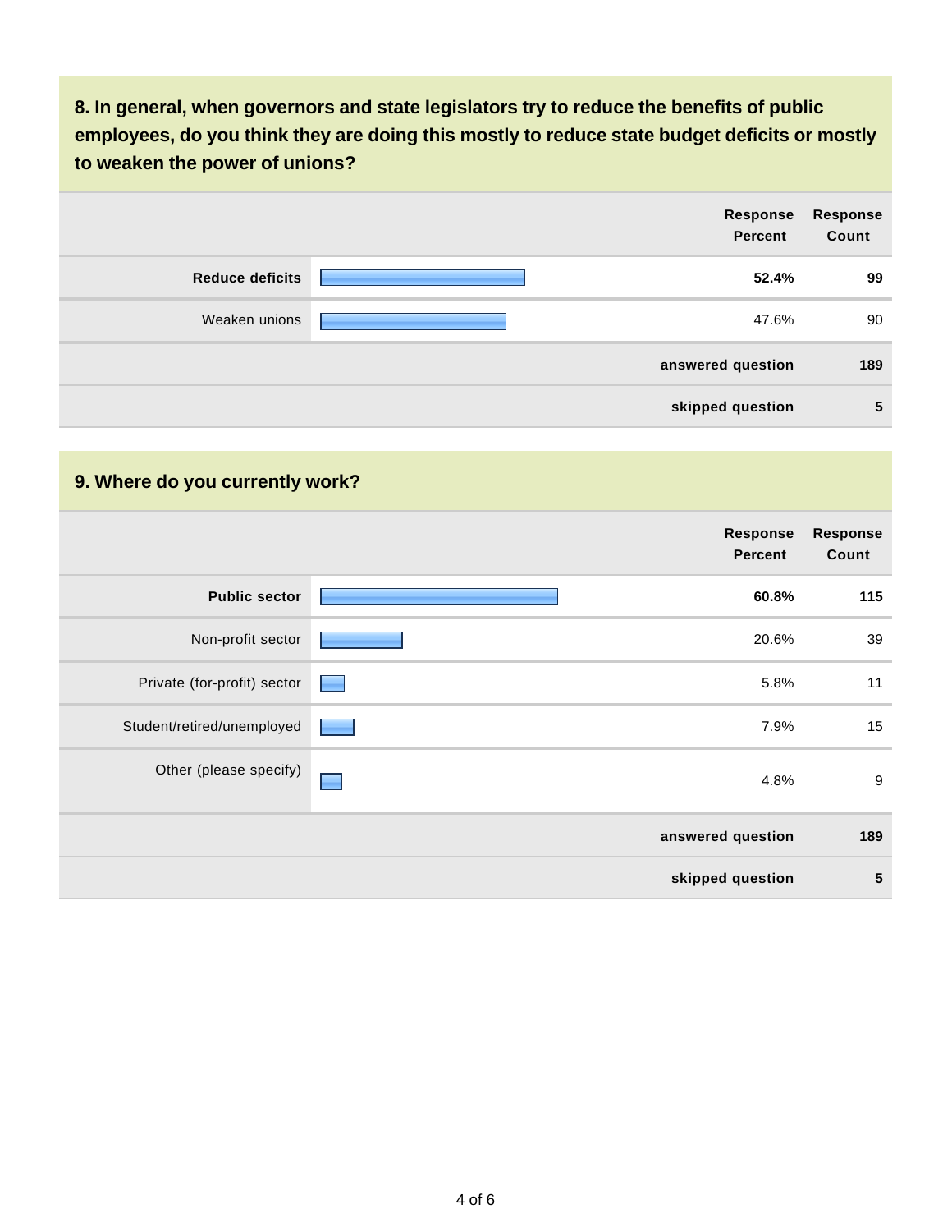### 8. In general, when governors and state legislators try to reduce the benefits of public employees, do you think they are doing this mostly to reduce state budget deficits or mostly to weaken the power of unions?

| | Response Percent | Response Count |
|---|---|---|
| **Reduce deficits** | **52.4%** | **99** |
| Weaken unions | 47.6% | 90 |
| | **answered question** | **189** |
| | **skipped question** | **5** |

### 9. Where do you currently work?

| | Response Percent | Response Count |
|---|---|---|
| **Public sector** | **60.8%** | **115** |
| Non-profit sector | 20.6% | 39 |
| Private (for-profit) sector | 5.8% | 11 |
| Student/retired/unemployed | 7.9% | 15 |
| Other (please specify) | 4.8% | 9 |
| | **answered question** | **189** |
| | **skipped question** | **5** |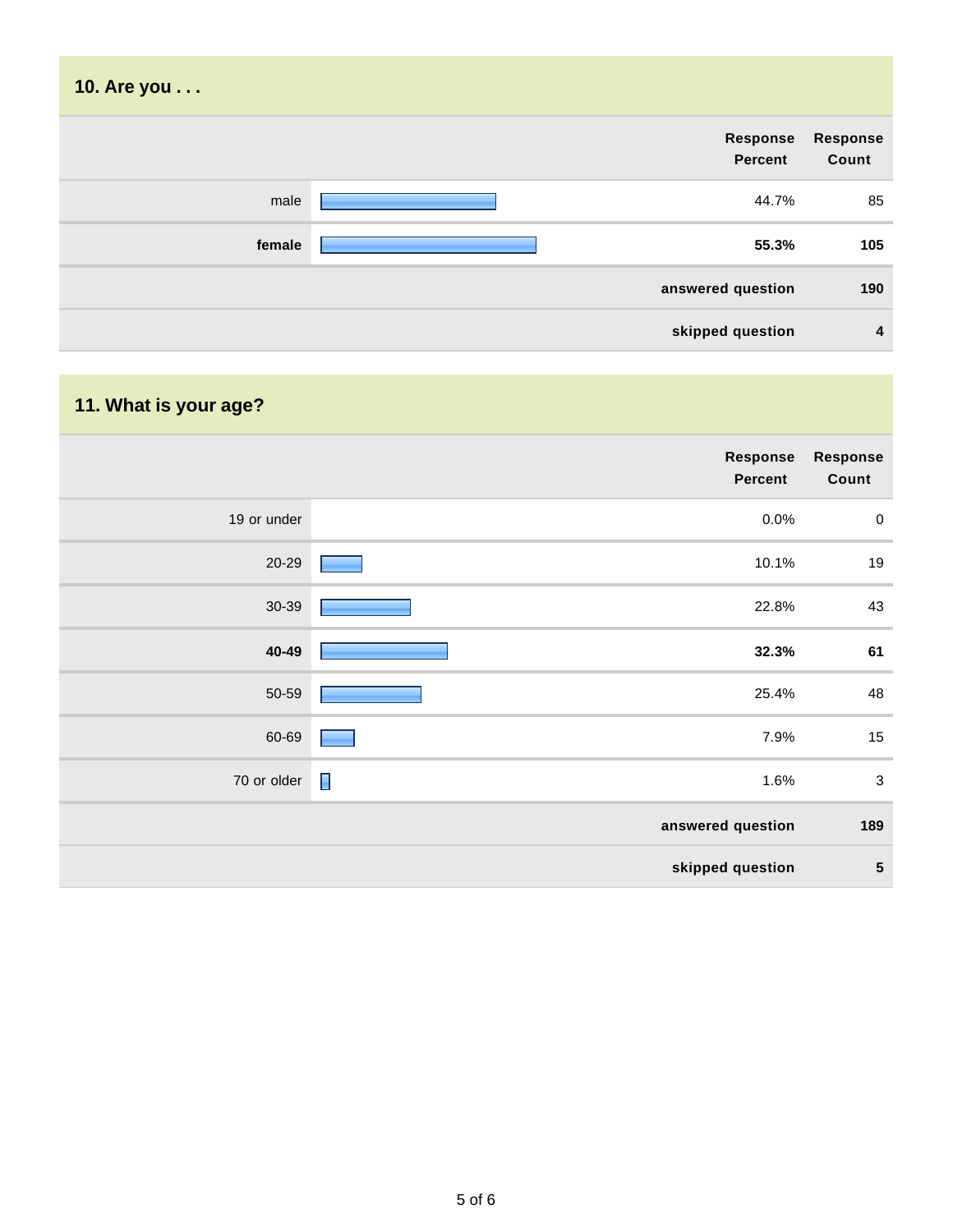## 10. Are you . . .

| | Response Percent | Response Count |
|---|---|---|
| male | 44.7% | 85 |
| **female** | **55.3%** | **105** |
| | **answered question** | **190** |
| | **skipped question** | **4** |

## 11. What is your age?

| | Response Percent | Response Count |
|---|---|---|
| 19 or under | 0.0% | 0 |
| 20-29 | 10.1% | 19 |
| 30-39 | 22.8% | 43 |
| **40-49** | **32.3%** | **61** |
| 50-59 | 25.4% | 48 |
| 60-69 | 7.9% | 15 |
| 70 or older | 1.6% | 3 |
| | **answered question** | **189** |
| | **skipped question** | **5** |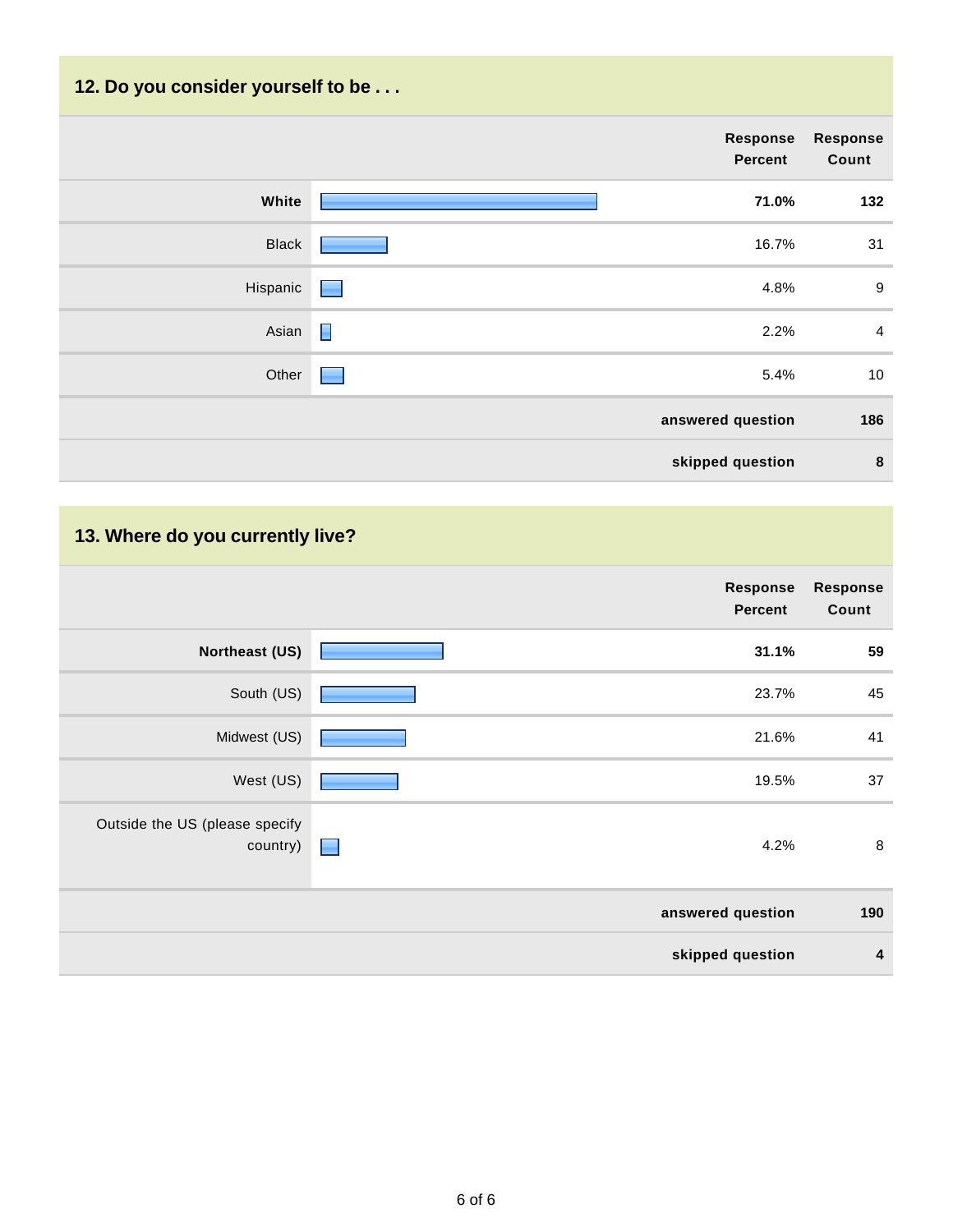## 12. Do you consider yourself to be . . .

| | Response Percent | Response Count |
|---|---|---|
| **White** | **71.0%** | **132** |
| Black | 16.7% | 31 |
| Hispanic | 4.8% | 9 |
| Asian | 2.2% | 4 |
| Other | 5.4% | 10 |
| | **answered question** | **186** |
| | **skipped question** | **8** |

## 13. Where do you currently live?

| | Response Percent | Response Count |
|---|---|---|
| **Northeast (US)** | **31.1%** | **59** |
| South (US) | 23.7% | 45 |
| Midwest (US) | 21.6% | 41 |
| West (US) | 19.5% | 37 |
| Outside the US (please specify country) | 4.2% | 8 |
| | **answered question** | **190** |
| | **skipped question** | **4** |